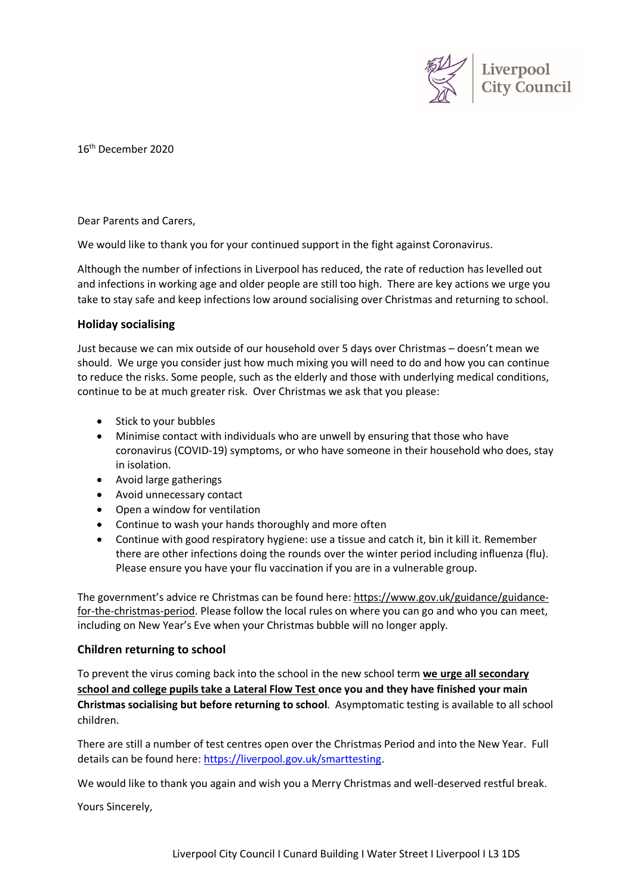Liverpool City Council

16th December 2020

Dear Parents and Carers,

We would like to thank you for your continued support in the fight against Coronavirus.

Although the number of infections in Liverpool has reduced, the rate of reduction has levelled out and infections in working age and older people are still too high. There are key actions we urge you take to stay safe and keep infections low around socialising over Christmas and returning to school.

### Holiday socialising

Just because we can mix outside of our household over 5 days over Christmas – doesn't mean we should. We urge you consider just how much mixing you will need to do and how you can continue to reduce the risks. Some people, such as the elderly and those with underlying medical conditions, continue to be at much greater risk. Over Christmas we ask that you please:

- Stick to your bubbles
- Minimise contact with individuals who are unwell by ensuring that those who have coronavirus (COVID-19) symptoms, or who have someone in their household who does, stay in isolation.
- Avoid large gatherings
- Avoid unnecessary contact
- Open a window for ventilation
- Continue to wash your hands thoroughly and more often
- Continue with good respiratory hygiene: use a tissue and catch it, bin it kill it. Remember there are other infections doing the rounds over the winter period including influenza (flu). Please ensure you have your flu vaccination if you are in a vulnerable group.

The government's advice re Christmas can be found here: https://www.gov.uk/guidance/guidance-for-the-christmas-period. Please follow the local rules on where you can go and who you can meet, including on New Year's Eve when your Christmas bubble will no longer apply.

### Children returning to school

To prevent the virus coming back into the school in the new school term **we urge all secondary school and college pupils take a Lateral Flow Test once you and they have finished your main Christmas socialising but before returning to school**. Asymptomatic testing is available to all school children.

There are still a number of test centres open over the Christmas Period and into the New Year. Full details can be found here: https://liverpool.gov.uk/smarttesting.

We would like to thank you again and wish you a Merry Christmas and well-deserved restful break.

Yours Sincerely,

Liverpool City Council I Cunard Building I Water Street I Liverpool I L3 1DS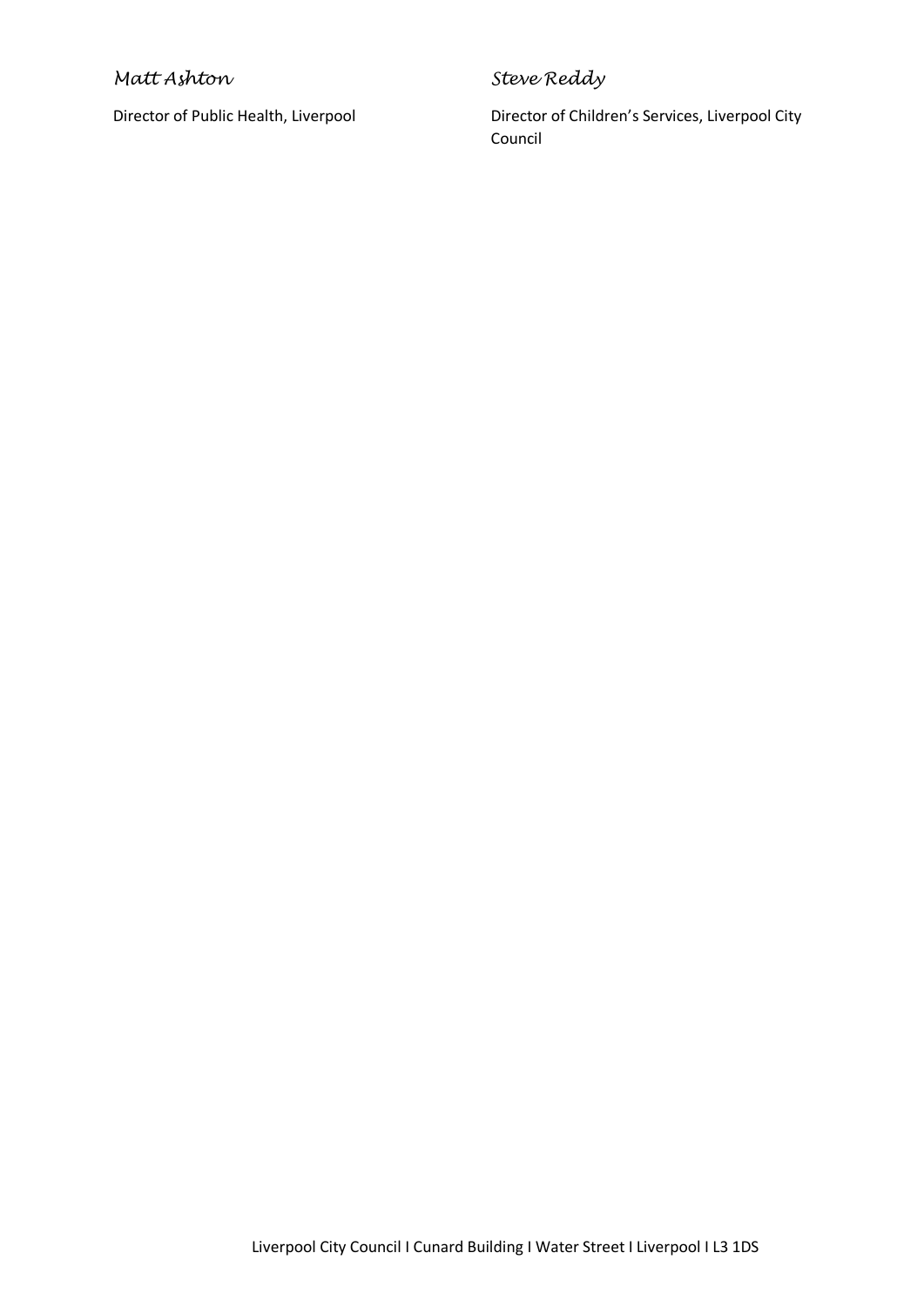*Matt Ashton*

Director of Public Health, Liverpool

*Steve Reddy*

Director of Children's Services, Liverpool City Council

Liverpool City Council I Cunard Building I Water Street I Liverpool I L3 1DS